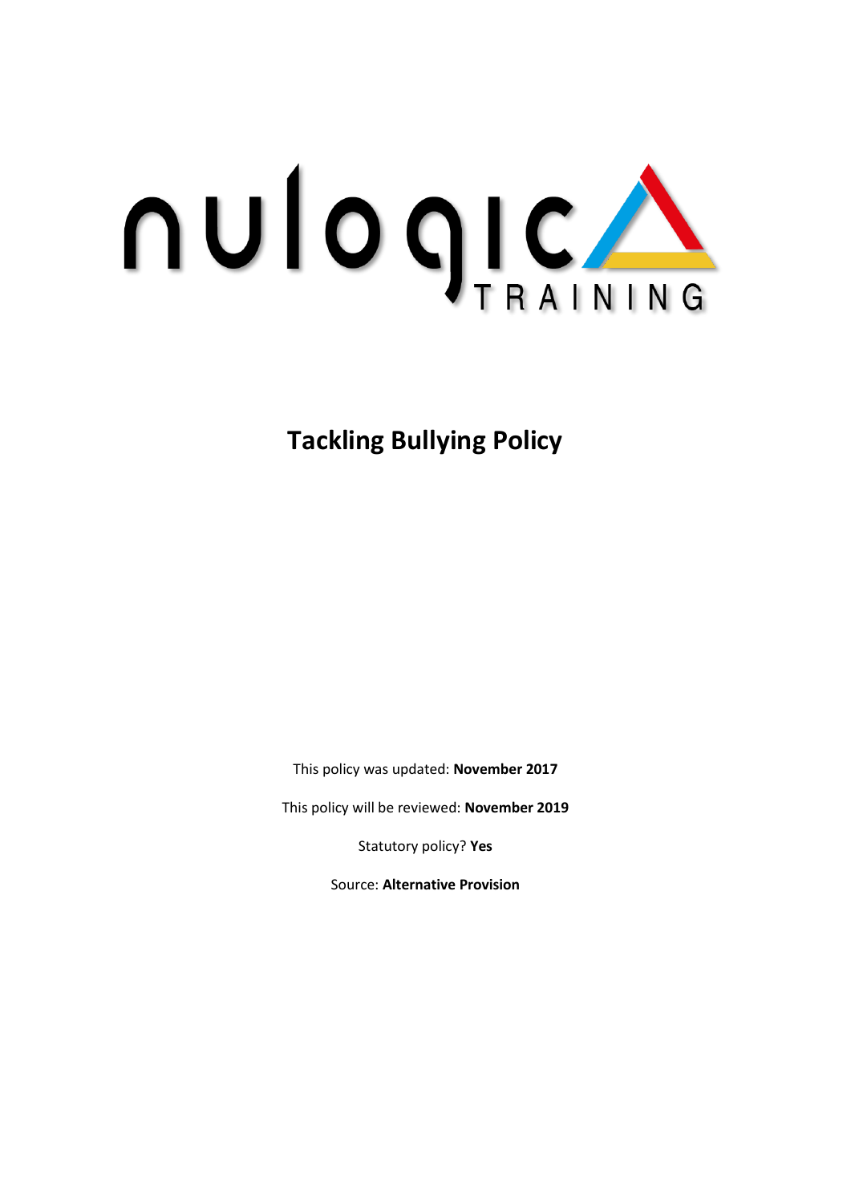nulogic TRAINING

# Tackling Bullying Policy

This policy was updated: **November 2017**

This policy will be reviewed: **November 2019**

Statutory policy? **Yes**

Source: **Alternative Provision**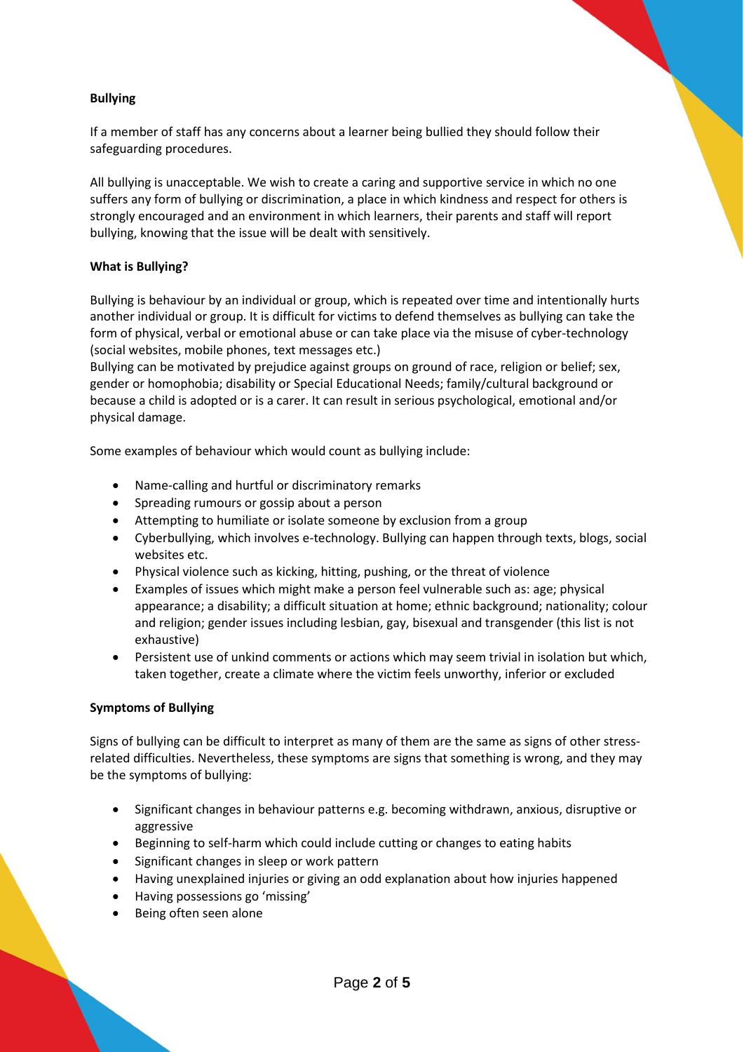**Bullying**

If a member of staff has any concerns about a learner being bullied they should follow their safeguarding procedures.

All bullying is unacceptable. We wish to create a caring and supportive service in which no one suffers any form of bullying or discrimination, a place in which kindness and respect for others is strongly encouraged and an environment in which learners, their parents and staff will report bullying, knowing that the issue will be dealt with sensitively.

**What is Bullying?**

Bullying is behaviour by an individual or group, which is repeated over time and intentionally hurts another individual or group. It is difficult for victims to defend themselves as bullying can take the form of physical, verbal or emotional abuse or can take place via the misuse of cyber-technology (social websites, mobile phones, text messages etc.)
Bullying can be motivated by prejudice against groups on ground of race, religion or belief; sex, gender or homophobia; disability or Special Educational Needs; family/cultural background or because a child is adopted or is a carer. It can result in serious psychological, emotional and/or physical damage.

Some examples of behaviour which would count as bullying include:

- Name-calling and hurtful or discriminatory remarks
- Spreading rumours or gossip about a person
- Attempting to humiliate or isolate someone by exclusion from a group
- Cyberbullying, which involves e-technology. Bullying can happen through texts, blogs, social websites etc.
- Physical violence such as kicking, hitting, pushing, or the threat of violence
- Examples of issues which might make a person feel vulnerable such as: age; physical appearance; a disability; a difficult situation at home; ethnic background; nationality; colour and religion; gender issues including lesbian, gay, bisexual and transgender (this list is not exhaustive)
- Persistent use of unkind comments or actions which may seem trivial in isolation but which, taken together, create a climate where the victim feels unworthy, inferior or excluded

**Symptoms of Bullying**

Signs of bullying can be difficult to interpret as many of them are the same as signs of other stress-related difficulties. Nevertheless, these symptoms are signs that something is wrong, and they may be the symptoms of bullying:

- Significant changes in behaviour patterns e.g. becoming withdrawn, anxious, disruptive or aggressive
- Beginning to self-harm which could include cutting or changes to eating habits
- Significant changes in sleep or work pattern
- Having unexplained injuries or giving an odd explanation about how injuries happened
- Having possessions go 'missing'
- Being often seen alone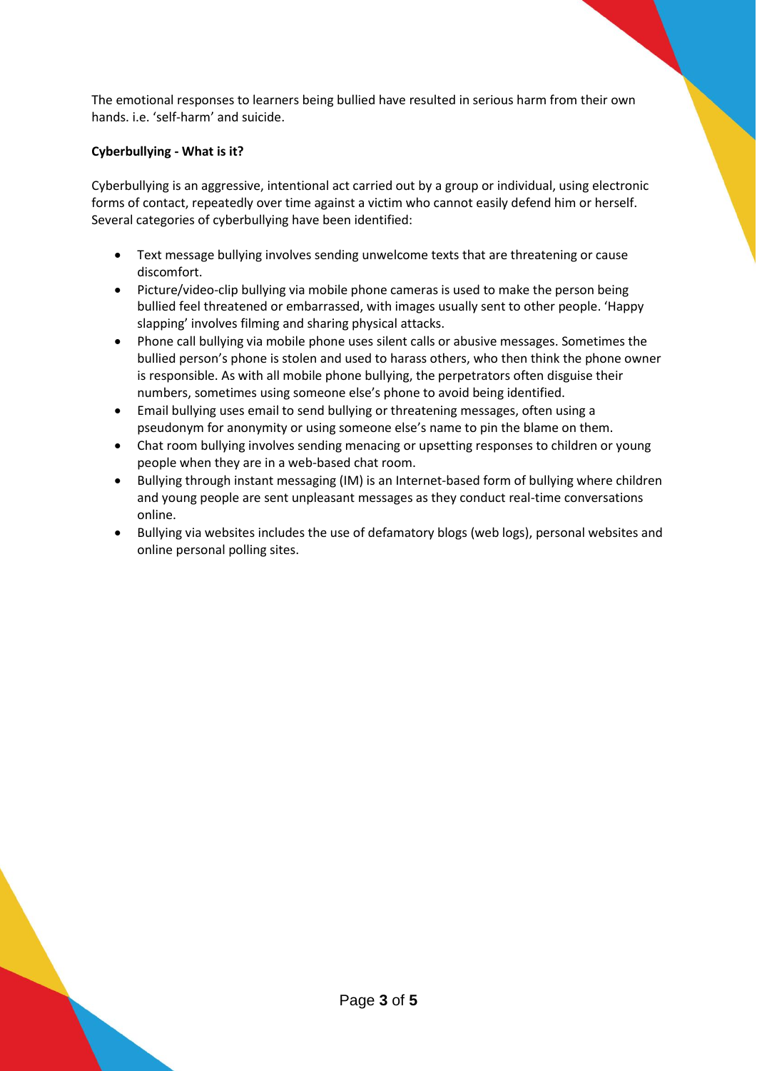The emotional responses to learners being bullied have resulted in serious harm from their own hands. i.e. 'self-harm' and suicide.

**Cyberbullying - What is it?**

Cyberbullying is an aggressive, intentional act carried out by a group or individual, using electronic forms of contact, repeatedly over time against a victim who cannot easily defend him or herself. Several categories of cyberbullying have been identified:

- Text message bullying involves sending unwelcome texts that are threatening or cause discomfort.
- Picture/video-clip bullying via mobile phone cameras is used to make the person being bullied feel threatened or embarrassed, with images usually sent to other people. 'Happy slapping' involves filming and sharing physical attacks.
- Phone call bullying via mobile phone uses silent calls or abusive messages. Sometimes the bullied person's phone is stolen and used to harass others, who then think the phone owner is responsible. As with all mobile phone bullying, the perpetrators often disguise their numbers, sometimes using someone else's phone to avoid being identified.
- Email bullying uses email to send bullying or threatening messages, often using a pseudonym for anonymity or using someone else's name to pin the blame on them.
- Chat room bullying involves sending menacing or upsetting responses to children or young people when they are in a web-based chat room.
- Bullying through instant messaging (IM) is an Internet-based form of bullying where children and young people are sent unpleasant messages as they conduct real-time conversations online.
- Bullying via websites includes the use of defamatory blogs (web logs), personal websites and online personal polling sites.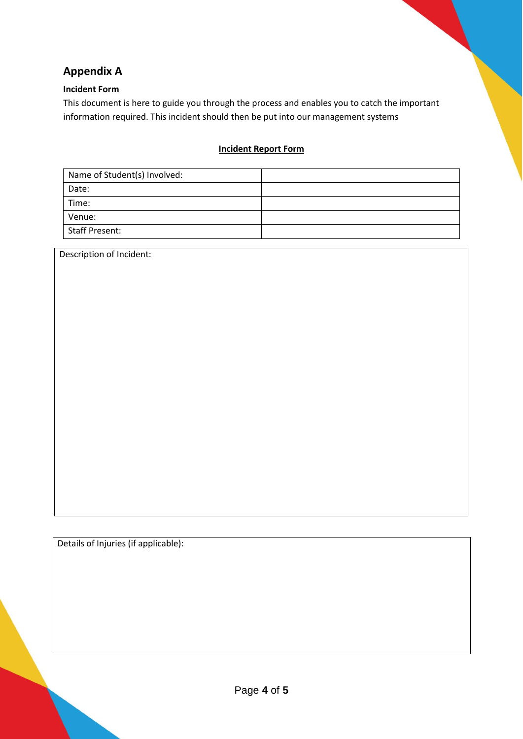## Appendix A

**Incident Form**

This document is here to guide you through the process and enables you to catch the important information required. This incident should then be put into our management systems

**Incident Report Form**

| Name of Student(s) Involved: | |
|---|---|
| Date: | |
| Time: | |
| Venue: | |
| Staff Present: | |

| Description of Incident: |
|---|
| |

| Details of Injuries (if applicable): |
|---|
| |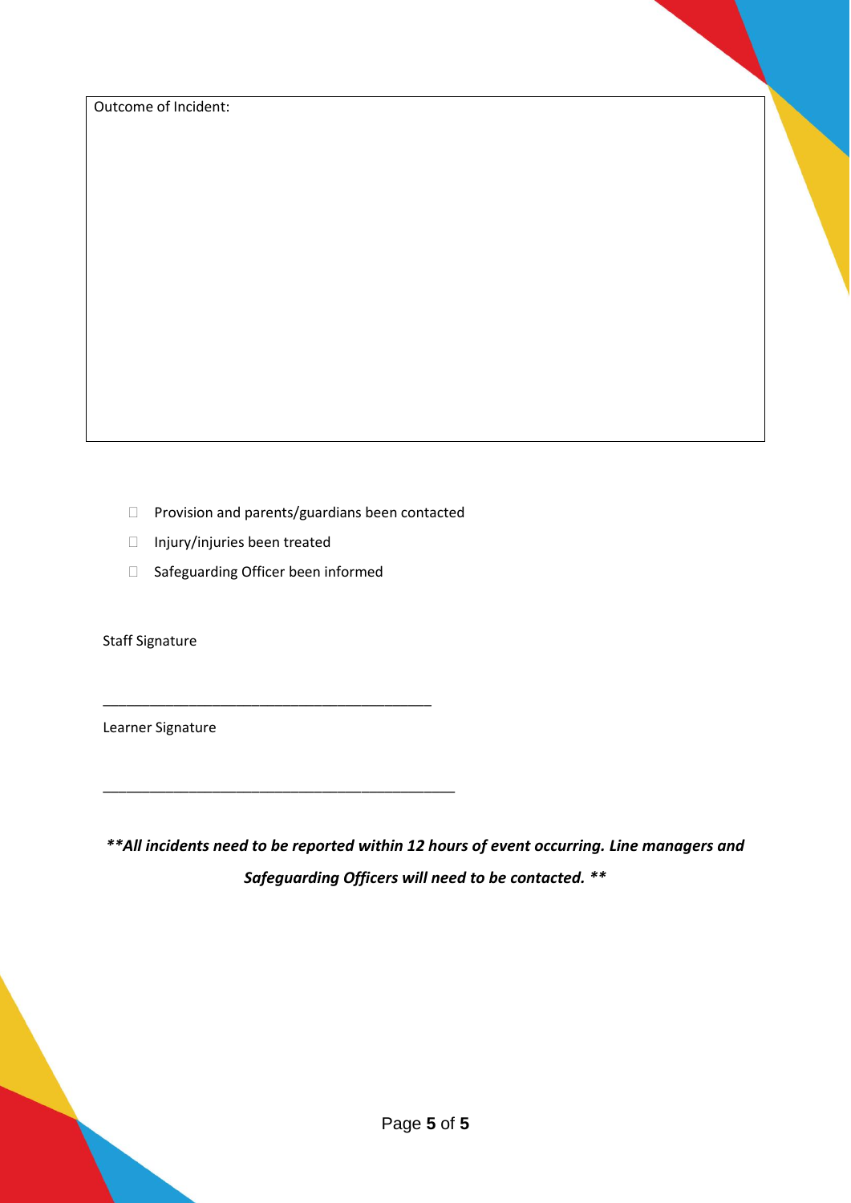| Outcome of Incident: |
| --- |
| |

- ☐ Provision and parents/guardians been contacted
- ☐ Injury/injuries been treated
- ☐ Safeguarding Officer been informed

Staff Signature

\_\_\_\_\_\_\_\_\_\_\_\_\_\_\_\_\_\_\_\_\_\_\_\_\_\_\_\_\_\_\_\_\_\_\_\_\_\_\_\_\_\_

Learner Signature

\_\_\_\_\_\_\_\_\_\_\_\_\_\_\_\_\_\_\_\_\_\_\_\_\_\_\_\_\_\_\_\_\_\_\_\_\_\_\_\_\_\_\_\_\_

***\*\*All incidents need to be reported within 12 hours of event occurring. Line managers and Safeguarding Officers will need to be contacted. \*\****